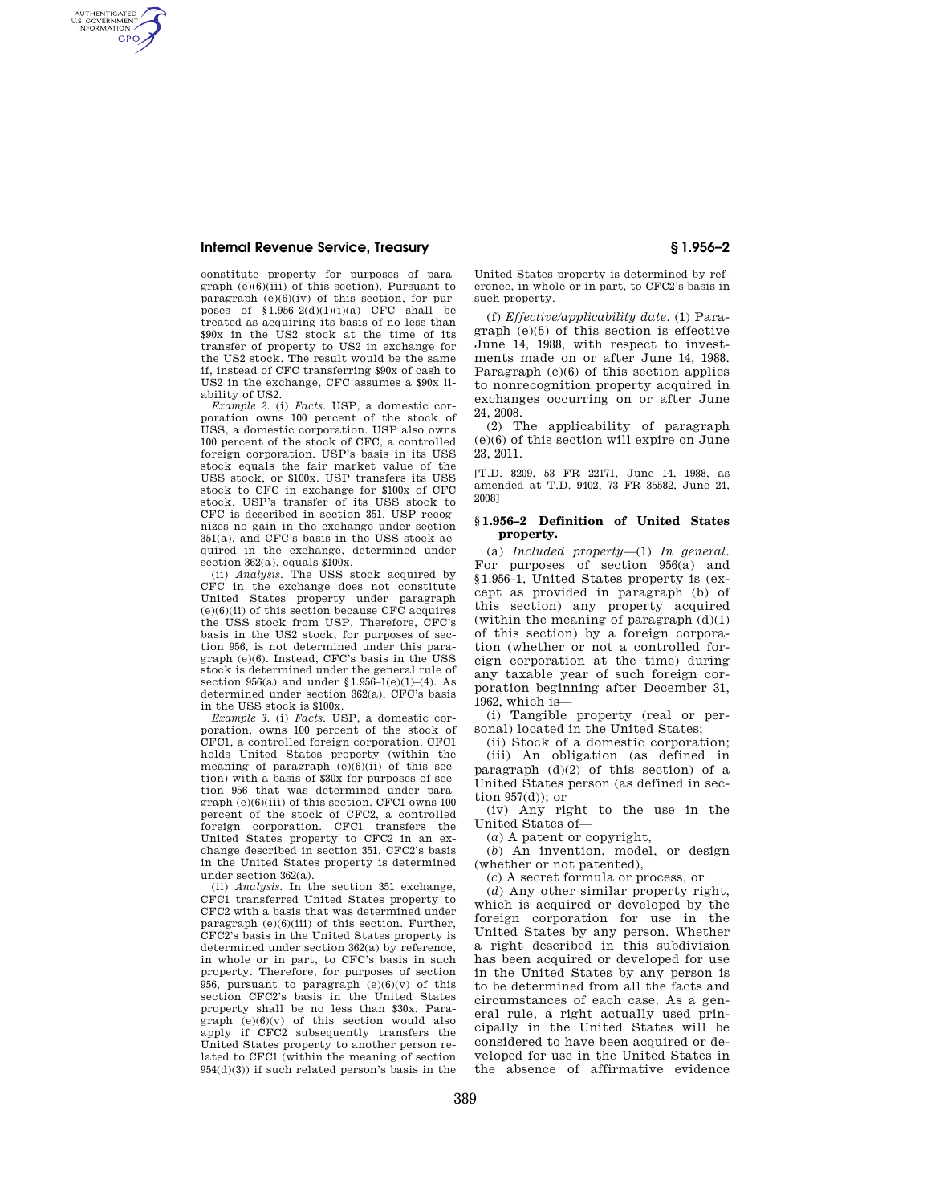constitute property for purposes of paragraph (e)(6)(iii) of this section). Pursuant to paragraph (e)(6)(iv) of this section, for purposes of §1.956–2(d)(1)(i)(*a*) CFC shall be treated as acquiring its basis of no less than $90x in the US2 stock at the time of its transfer of property to US2 in exchange for the US2 stock. The result would be the same if, instead of CFC transferring $90x of cash to US2 in the exchange, CFC assumes a $90x liability of US2.

*Example 2.* (i) *Facts.* USP, a domestic corporation owns 100 percent of the stock of USS, a domestic corporation. USP also owns 100 percent of the stock of CFC, a controlled foreign corporation. USP's basis in its USS stock equals the fair market value of the USS stock, or $100x. USP transfers its USS stock to CFC in exchange for $100x of CFC stock. USP's transfer of its USS stock to CFC is described in section 351, USP recognizes no gain in the exchange under section 351(a), and CFC's basis in the USS stock acquired in the exchange, determined under section 362(a), equals $100x.

(ii) *Analysis.* The USS stock acquired by CFC in the exchange does not constitute United States property under paragraph (e)(6)(ii) of this section because CFC acquires the USS stock from USP. Therefore, CFC's basis in the US2 stock, for purposes of section 956, is not determined under this paragraph (e)(6). Instead, CFC's basis in the USS stock is determined under the general rule of section 956(a) and under §1.956–1(e)(1)–(4). As determined under section 362(a), CFC's basis in the USS stock is $100x.

*Example 3.* (i) *Facts.* USP, a domestic corporation, owns 100 percent of the stock of CFC1, a controlled foreign corporation. CFC1 holds United States property (within the meaning of paragraph (e)(6)(ii) of this section) with a basis of $30x for purposes of section 956 that was determined under paragraph (e)(6)(iii) of this section. CFC1 owns 100 percent of the stock of CFC2, a controlled foreign corporation. CFC1 transfers the United States property to CFC2 in an exchange described in section 351. CFC2's basis in the United States property is determined under section 362(a).

(ii) *Analysis.* In the section 351 exchange, CFC1 transferred United States property to CFC2 with a basis that was determined under paragraph (e)(6)(iii) of this section. Further, CFC2's basis in the United States property is determined under section 362(a) by reference, in whole or in part, to CFC's basis in such property. Therefore, for purposes of section 956, pursuant to paragraph (e)(6)(v) of this section CFC2's basis in the United States property shall be no less than $30x. Paragraph (e)(6)(v) of this section would also apply if CFC2 subsequently transfers the United States property to another person related to CFC1 (within the meaning of section 954(d)(3)) if such related person's basis in the United States property is determined by reference, in whole or in part, to CFC2's basis in such property.

(f) *Effective/applicability date.* (1) Paragraph (e)(5) of this section is effective June 14, 1988, with respect to investments made on or after June 14, 1988. Paragraph (e)(6) of this section applies to nonrecognition property acquired in exchanges occurring on or after June 24, 2008.

(2) The applicability of paragraph (e)(6) of this section will expire on June 23, 2011.

[T.D. 8209, 53 FR 22171, June 14, 1988, as amended at T.D. 9402, 73 FR 35582, June 24, 2008]

## § 1.956–2 Definition of United States property.

(a) *Included property*—(1) *In general.* For purposes of section 956(a) and §1.956–1, United States property is (except as provided in paragraph (b) of this section) any property acquired (within the meaning of paragraph (d)(1) of this section) by a foreign corporation (whether or not a controlled foreign corporation at the time) during any taxable year of such foreign corporation beginning after December 31, 1962, which is—

(i) Tangible property (real or personal) located in the United States;

(ii) Stock of a domestic corporation;

(iii) An obligation (as defined in paragraph (d)(2) of this section) of a United States person (as defined in section 957(d)); or

(iv) Any right to the use in the United States of—

(*a*) A patent or copyright,

(*b*) An invention, model, or design (whether or not patented),

(*c*) A secret formula or process, or

(*d*) Any other similar property right, which is acquired or developed by the foreign corporation for use in the United States by any person. Whether a right described in this subdivision has been acquired or developed for use in the United States by any person is to be determined from all the facts and circumstances of each case. As a general rule, a right actually used principally in the United States will be considered to have been acquired or developed for use in the United States in the absence of affirmative evidence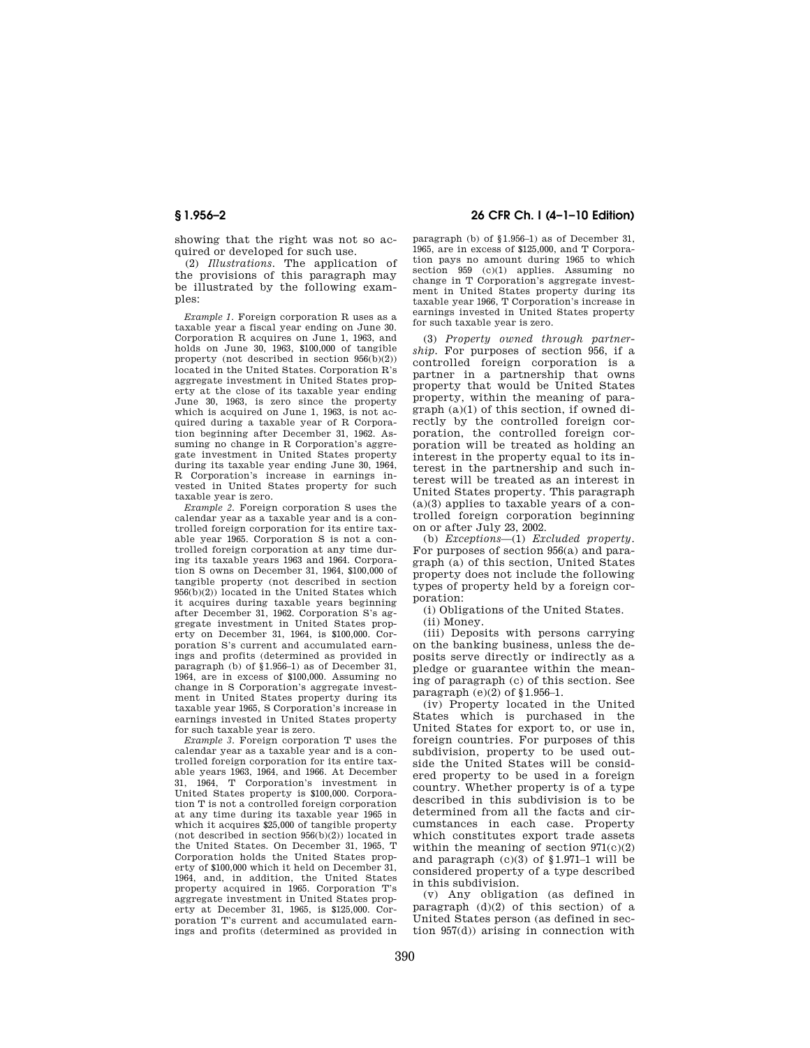showing that the right was not so acquired or developed for such use.

(2) *Illustrations.* The application of the provisions of this paragraph may be illustrated by the following examples:

*Example 1.* Foreign corporation R uses as a taxable year a fiscal year ending on June 30. Corporation R acquires on June 1, 1963, and holds on June 30, 1963, $100,000 of tangible property (not described in section 956(b)(2)) located in the United States. Corporation R's aggregate investment in United States property at the close of its taxable year ending June 30, 1963, is zero since the property which is acquired on June 1, 1963, is not acquired during a taxable year of R Corporation beginning after December 31, 1962. Assuming no change in R Corporation's aggregate investment in United States property during its taxable year ending June 30, 1964, R Corporation's increase in earnings invested in United States property for such taxable year is zero.

*Example 2.* Foreign corporation S uses the calendar year as a taxable year and is a controlled foreign corporation for its entire taxable year 1965. Corporation S is not a controlled foreign corporation at any time during its taxable years 1963 and 1964. Corporation S owns on December 31, 1964, $100,000 of tangible property (not described in section 956(b)(2)) located in the United States which it acquires during taxable years beginning after December 31, 1962. Corporation S's aggregate investment in United States property on December 31, 1964, is $100,000. Corporation S's current and accumulated earnings and profits (determined as provided in paragraph (b) of §1.956–1) as of December 31, 1964, are in excess of $100,000. Assuming no change in S Corporation's aggregate investment in United States property during its taxable year 1965, S Corporation's increase in earnings invested in United States property for such taxable year is zero.

*Example 3.* Foreign corporation T uses the calendar year as a taxable year and is a controlled foreign corporation for its entire taxable years 1963, 1964, and 1966. At December 31, 1964, T Corporation's investment in United States property is $100,000. Corporation T is not a controlled foreign corporation at any time during its taxable year 1965 in which it acquires $25,000 of tangible property (not described in section 956(b)(2)) located in the United States. On December 31, 1965, T Corporation holds the United States property of $100,000 which it held on December 31, 1964, and, in addition, the United States property acquired in 1965. Corporation T's aggregate investment in United States property at December 31, 1965, is $125,000. Corporation T's current and accumulated earnings and profits (determined as provided in paragraph (b) of §1.956–1) as of December 31, 1965, are in excess of $125,000, and T Corporation pays no amount during 1965 to which section 959 (c)(1) applies. Assuming no change in T Corporation's aggregate investment in United States property during its taxable year 1966, T Corporation's increase in earnings invested in United States property for such taxable year is zero.

(3) *Property owned through partnership.* For purposes of section 956, if a controlled foreign corporation is a partner in a partnership that owns property that would be United States property, within the meaning of paragraph (a)(1) of this section, if owned directly by the controlled foreign corporation, the controlled foreign corporation will be treated as holding an interest in the property equal to its interest in the partnership and such interest will be treated as an interest in United States property. This paragraph (a)(3) applies to taxable years of a controlled foreign corporation beginning on or after July 23, 2002.

(b) *Exceptions*—(1) *Excluded property.* For purposes of section 956(a) and paragraph (a) of this section, United States property does not include the following types of property held by a foreign corporation:

(i) Obligations of the United States.

(ii) Money.

(iii) Deposits with persons carrying on the banking business, unless the deposits serve directly or indirectly as a pledge or guarantee within the meaning of paragraph (c) of this section. See paragraph (e)(2) of §1.956–1.

(iv) Property located in the United States which is purchased in the United States for export to, or use in, foreign countries. For purposes of this subdivision, property to be used outside the United States will be considered property to be used in a foreign country. Whether property is of a type described in this subdivision is to be determined from all the facts and circumstances in each case. Property which constitutes export trade assets within the meaning of section 971(c)(2) and paragraph (c)(3) of §1.971–1 will be considered property of a type described in this subdivision.

(v) Any obligation (as defined in paragraph (d)(2) of this section) of a United States person (as defined in section 957(d)) arising in connection with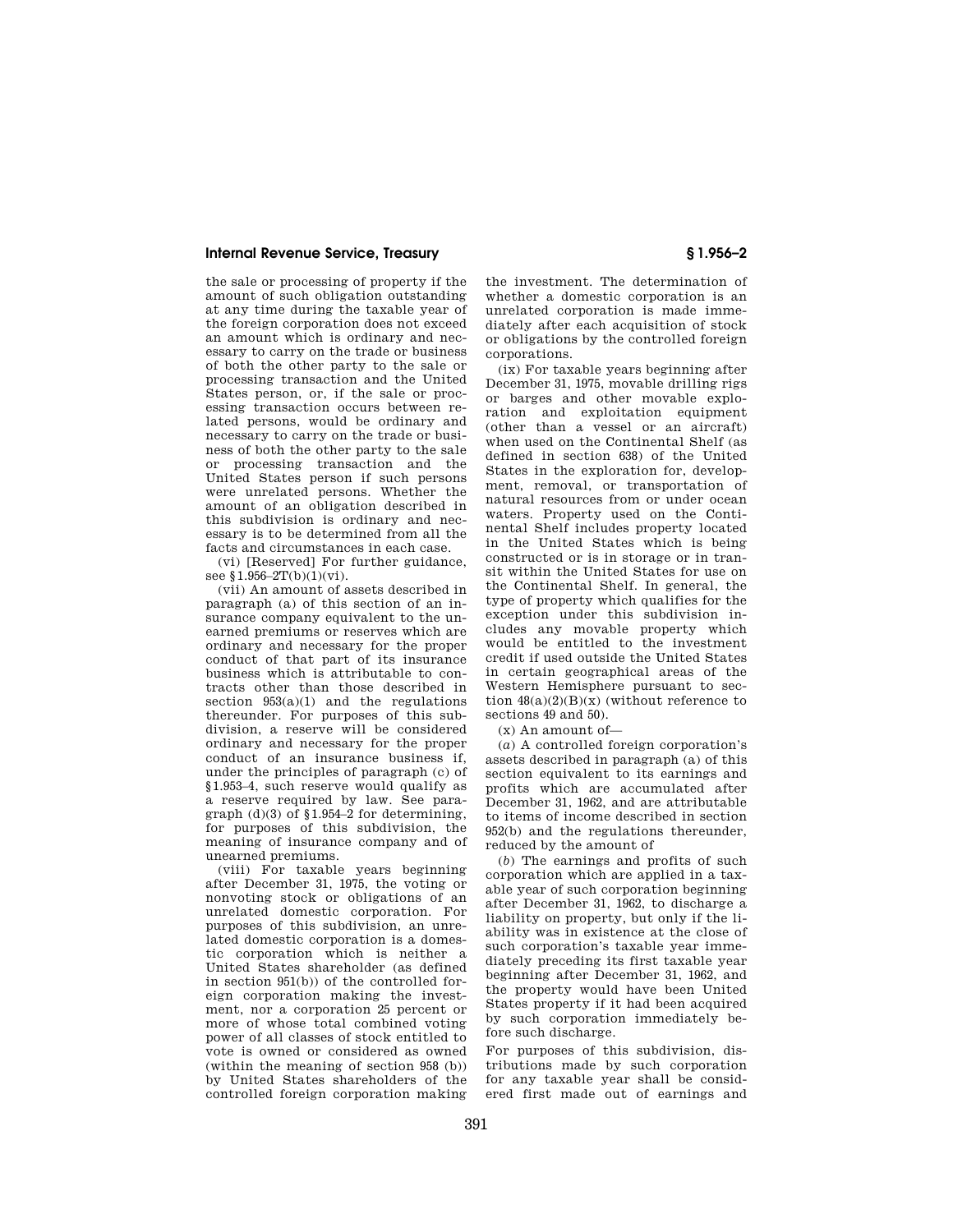the sale or processing of property if the amount of such obligation outstanding at any time during the taxable year of the foreign corporation does not exceed an amount which is ordinary and necessary to carry on the trade or business of both the other party to the sale or processing transaction and the United States person, or, if the sale or processing transaction occurs between related persons, would be ordinary and necessary to carry on the trade or business of both the other party to the sale or processing transaction and the United States person if such persons were unrelated persons. Whether the amount of an obligation described in this subdivision is ordinary and necessary is to be determined from all the facts and circumstances in each case.

(vi) [Reserved] For further guidance, see §1.956–2T(b)(1)(vi).

(vii) An amount of assets described in paragraph (a) of this section of an insurance company equivalent to the unearned premiums or reserves which are ordinary and necessary for the proper conduct of that part of its insurance business which is attributable to contracts other than those described in section 953(a)(1) and the regulations thereunder. For purposes of this subdivision, a reserve will be considered ordinary and necessary for the proper conduct of an insurance business if, under the principles of paragraph (c) of §1.953–4, such reserve would qualify as a reserve required by law. See paragraph (d)(3) of §1.954–2 for determining, for purposes of this subdivision, the meaning of insurance company and of unearned premiums.

(viii) For taxable years beginning after December 31, 1975, the voting or nonvoting stock or obligations of an unrelated domestic corporation. For purposes of this subdivision, an unrelated domestic corporation is a domestic corporation which is neither a United States shareholder (as defined in section 951(b)) of the controlled foreign corporation making the investment, nor a corporation 25 percent or more of whose total combined voting power of all classes of stock entitled to vote is owned or considered as owned (within the meaning of section 958 (b)) by United States shareholders of the controlled foreign corporation making the investment. The determination of whether a domestic corporation is an unrelated corporation is made immediately after each acquisition of stock or obligations by the controlled foreign corporations.

(ix) For taxable years beginning after December 31, 1975, movable drilling rigs or barges and other movable exploration and exploitation equipment (other than a vessel or an aircraft) when used on the Continental Shelf (as defined in section 638) of the United States in the exploration for, development, removal, or transportation of natural resources from or under ocean waters. Property used on the Continental Shelf includes property located in the United States which is being constructed or is in storage or in transit within the United States for use on the Continental Shelf. In general, the type of property which qualifies for the exception under this subdivision includes any movable property which would be entitled to the investment credit if used outside the United States in certain geographical areas of the Western Hemisphere pursuant to section 48(a)(2)(B)(x) (without reference to sections 49 and 50).

(x) An amount of—

(*a*) A controlled foreign corporation's assets described in paragraph (a) of this section equivalent to its earnings and profits which are accumulated after December 31, 1962, and are attributable to items of income described in section 952(b) and the regulations thereunder, reduced by the amount of

(*b*) The earnings and profits of such corporation which are applied in a taxable year of such corporation beginning after December 31, 1962, to discharge a liability on property, but only if the liability was in existence at the close of such corporation's taxable year immediately preceding its first taxable year beginning after December 31, 1962, and the property would have been United States property if it had been acquired by such corporation immediately before such discharge.

For purposes of this subdivision, distributions made by such corporation for any taxable year shall be considered first made out of earnings and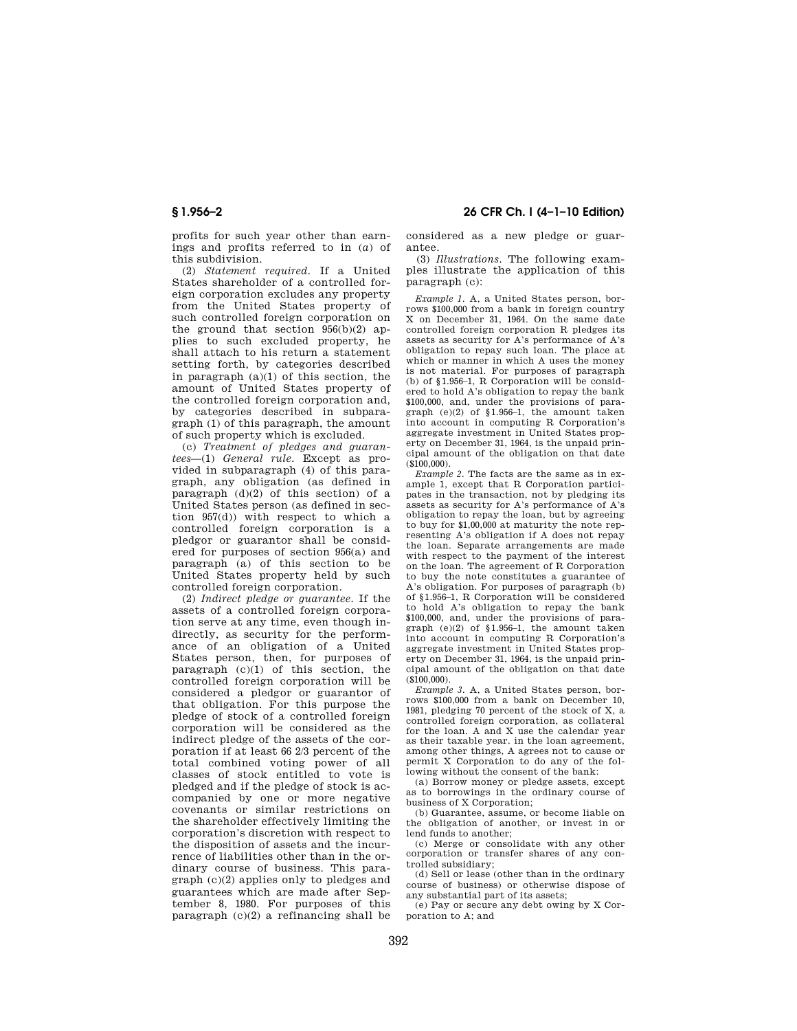profits for such year other than earnings and profits referred to in (*a*) of this subdivision.

(2) *Statement required.* If a United States shareholder of a controlled foreign corporation excludes any property from the United States property of such controlled foreign corporation on the ground that section 956(b)(2) applies to such excluded property, he shall attach to his return a statement setting forth, by categories described in paragraph (a)(1) of this section, the amount of United States property of the controlled foreign corporation and, by categories described in subparagraph (1) of this paragraph, the amount of such property which is excluded.

(c) *Treatment of pledges and guarantees*—(1) *General rule.* Except as provided in subparagraph (4) of this paragraph, any obligation (as defined in paragraph (d)(2) of this section) of a United States person (as defined in section 957(d)) with respect to which a controlled foreign corporation is a pledgor or guarantor shall be considered for purposes of section 956(a) and paragraph (a) of this section to be United States property held by such controlled foreign corporation.

(2) *Indirect pledge or guarantee.* If the assets of a controlled foreign corporation serve at any time, even though indirectly, as security for the performance of an obligation of a United States person, then, for purposes of paragraph (c)(1) of this section, the controlled foreign corporation will be considered a pledgor or guarantor of that obligation. For this purpose the pledge of stock of a controlled foreign corporation will be considered as the indirect pledge of the assets of the corporation if at least 66 2/3 percent of the total combined voting power of all classes of stock entitled to vote is pledged and if the pledge of stock is accompanied by one or more negative covenants or similar restrictions on the shareholder effectively limiting the corporation's discretion with respect to the disposition of assets and the incurrence of liabilities other than in the ordinary course of business. This paragraph (c)(2) applies only to pledges and guarantees which are made after September 8, 1980. For purposes of this paragraph (c)(2) a refinancing shall be considered as a new pledge or guarantee.

(3) *Illustrations.* The following examples illustrate the application of this paragraph (c):

*Example 1.* A, a United States person, borrows $100,000 from a bank in foreign country X on December 31, 1964. On the same date controlled foreign corporation R pledges its assets as security for A's performance of A's obligation to repay such loan. The place at which or manner in which A uses the money is not material. For purposes of paragraph (b) of §1.956–1, R Corporation will be considered to hold A's obligation to repay the bank $100,000, and, under the provisions of paragraph (e)(2) of §1.956–1, the amount taken into account in computing R Corporation's aggregate investment in United States property on December 31, 1964, is the unpaid principal amount of the obligation on that date ($100,000).

*Example 2.* The facts are the same as in example 1, except that R Corporation participates in the transaction, not by pledging its assets as security for A's performance of A's obligation to repay the loan, but by agreeing to buy for $1,00,000 at maturity the note representing A's obligation if A does not repay the loan. Separate arrangements are made with respect to the payment of the interest on the loan. The agreement of R Corporation to buy the note constitutes a guarantee of A's obligation. For purposes of paragraph (b) of §1.956–1, R Corporation will be considered to hold A's obligation to repay the bank $100,000, and, under the provisions of paragraph (e)(2) of §1.956–1, the amount taken into account in computing R Corporation's aggregate investment in United States property on December 31, 1964, is the unpaid principal amount of the obligation on that date ($100,000).

*Example 3.* A, a United States person, borrows $100,000 from a bank on December 10, 1981, pledging 70 percent of the stock of X, a controlled foreign corporation, as collateral for the loan. A and X use the calendar year as their taxable year. in the loan agreement, among other things, A agrees not to cause or permit X Corporation to do any of the following without the consent of the bank:

(a) Borrow money or pledge assets, except as to borrowings in the ordinary course of business of X Corporation;

(b) Guarantee, assume, or become liable on the obligation of another, or invest in or lend funds to another;

(c) Merge or consolidate with any other corporation or transfer shares of any controlled subsidiary;

(d) Sell or lease (other than in the ordinary course of business) or otherwise dispose of any substantial part of its assets;

(e) Pay or secure any debt owing by X Corporation to A; and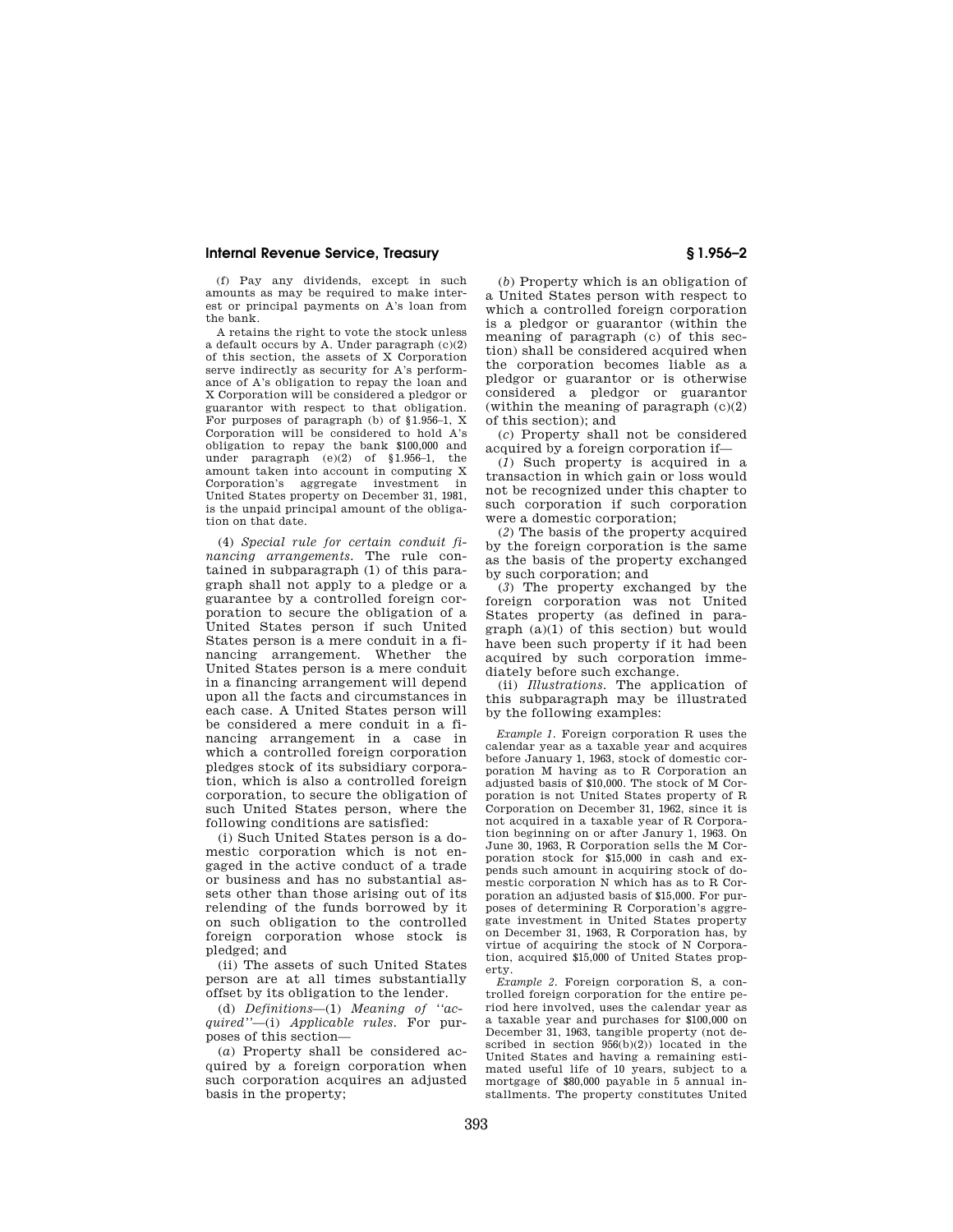(f) Pay any dividends, except in such amounts as may be required to make interest or principal payments on A's loan from the bank.

A retains the right to vote the stock unless a default occurs by A. Under paragraph (c)(2) of this section, the assets of X Corporation serve indirectly as security for A's performance of A's obligation to repay the loan and X Corporation will be considered a pledgor or guarantor with respect to that obligation. For purposes of paragraph (b) of §1.956–1, X Corporation will be considered to hold A's obligation to repay the bank $100,000 and under paragraph (e)(2) of §1.956–1, the amount taken into account in computing X Corporation's aggregate investment in United States property on December 31, 1981, is the unpaid principal amount of the obligation on that date.

(4) *Special rule for certain conduit financing arrangements.* The rule contained in subparagraph (1) of this paragraph shall not apply to a pledge or a guarantee by a controlled foreign corporation to secure the obligation of a United States person if such United States person is a mere conduit in a financing arrangement. Whether the United States person is a mere conduit in a financing arrangement will depend upon all the facts and circumstances in each case. A United States person will be considered a mere conduit in a financing arrangement in a case in which a controlled foreign corporation pledges stock of its subsidiary corporation, which is also a controlled foreign corporation, to secure the obligation of such United States person, where the following conditions are satisfied:

(i) Such United States person is a domestic corporation which is not engaged in the active conduct of a trade or business and has no substantial assets other than those arising out of its relending of the funds borrowed by it on such obligation to the controlled foreign corporation whose stock is pledged; and

(ii) The assets of such United States person are at all times substantially offset by its obligation to the lender.

(d) *Definitions*—(1) *Meaning of "acquired"*—(i) *Applicable rules.* For purposes of this section—

(*a*) Property shall be considered acquired by a foreign corporation when such corporation acquires an adjusted basis in the property;

(*b*) Property which is an obligation of a United States person with respect to which a controlled foreign corporation is a pledgor or guarantor (within the meaning of paragraph (c) of this section) shall be considered acquired when the corporation becomes liable as a pledgor or guarantor or is otherwise considered a pledgor or guarantor (within the meaning of paragraph (c)(2) of this section); and

(*c*) Property shall not be considered acquired by a foreign corporation if—

(*1*) Such property is acquired in a transaction in which gain or loss would not be recognized under this chapter to such corporation if such corporation were a domestic corporation;

(*2*) The basis of the property acquired by the foreign corporation is the same as the basis of the property exchanged by such corporation; and

(*3*) The property exchanged by the foreign corporation was not United States property (as defined in paragraph (a)(1) of this section) but would have been such property if it had been acquired by such corporation immediately before such exchange.

(ii) *Illustrations.* The application of this subparagraph may be illustrated by the following examples:

*Example 1.* Foreign corporation R uses the calendar year as a taxable year and acquires before January 1, 1963, stock of domestic corporation M having as to R Corporation an adjusted basis of $10,000. The stock of M Corporation is not United States property of R Corporation on December 31, 1962, since it is not acquired in a taxable year of R Corporation beginning on or after Janury 1, 1963. On June 30, 1963, R Corporation sells the M Corporation stock for $15,000 in cash and expends such amount in acquiring stock of domestic corporation N which has as to R Corporation an adjusted basis of $15,000. For purposes of determining R Corporation's aggregate investment in United States property on December 31, 1963, R Corporation has, by virtue of acquiring the stock of N Corporation, acquired $15,000 of United States property.

*Example 2.* Foreign corporation S, a controlled foreign corporation for the entire period here involved, uses the calendar year as a taxable year and purchases for $100,000 on December 31, 1963, tangible property (not described in section 956(b)(2)) located in the United States and having a remaining estimated useful life of 10 years, subject to a mortgage of $80,000 payable in 5 annual installments. The property constitutes United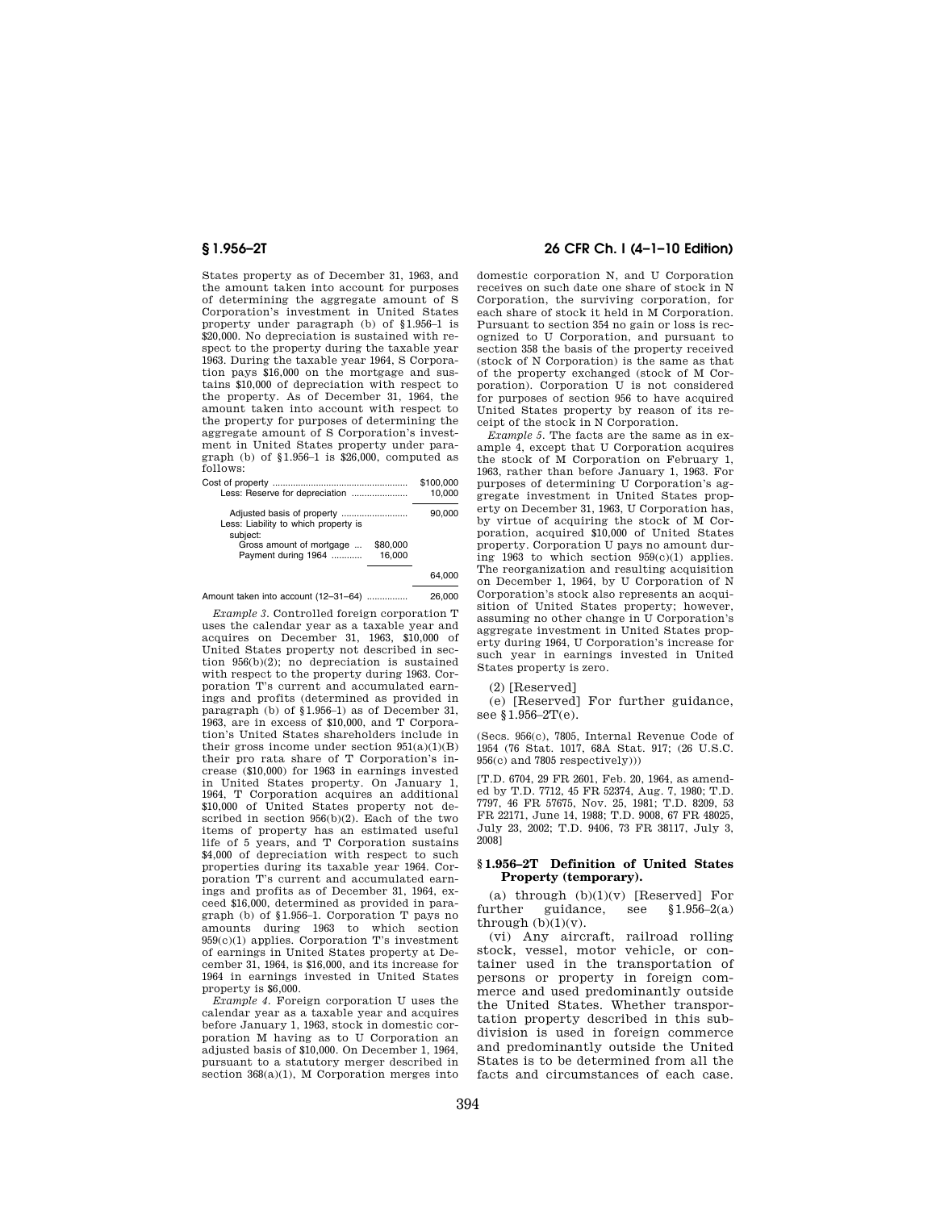States property as of December 31, 1963, and the amount taken into account for purposes of determining the aggregate amount of S Corporation's investment in United States property under paragraph (b) of §1.956–1 is $20,000. No depreciation is sustained with respect to the property during the taxable year 1963. During the taxable year 1964, S Corporation pays $16,000 on the mortgage and sustains $10,000 of depreciation with respect to the property. As of December 31, 1964, the amount taken into account with respect to the property for purposes of determining the aggregate amount of S Corporation's investment in United States property under paragraph (b) of §1.956–1 is $26,000, computed as follows:

| | | |
|---|---|---|
| Cost of property | | $100,000 |
| Less: Reserve for depreciation | | 10,000 |
| Adjusted basis of property | | 90,000 |
| Less: Liability to which property is subject: | | |
| Gross amount of mortgage | $80,000 | |
| Payment during 1964 | 16,000 | |
| | | 64,000 |
| Amount taken into account (12–31–64) | | 26,000 |

*Example 3.* Controlled foreign corporation T uses the calendar year as a taxable year and acquires on December 31, 1963, $10,000 of United States property not described in section 956(b)(2); no depreciation is sustained with respect to the property during 1963. Corporation T's current and accumulated earnings and profits (determined as provided in paragraph (b) of §1.956–1) as of December 31, 1963, are in excess of $10,000, and T Corporation's United States shareholders include in their gross income under section 951(a)(1)(B) their pro rata share of T Corporation's increase ($10,000) for 1963 in earnings invested in United States property. On January 1, 1964, T Corporation acquires an additional $10,000 of United States property not described in section 956(b)(2). Each of the two items of property has an estimated useful life of 5 years, and T Corporation sustains $4,000 of depreciation with respect to such properties during its taxable year 1964. Corporation T's current and accumulated earnings and profits as of December 31, 1964, exceed $16,000, determined as provided in paragraph (b) of §1.956–1. Corporation T pays no amounts during 1963 to which section 959(c)(1) applies. Corporation T's investment of earnings in United States property at December 31, 1964, is $16,000, and its increase for 1964 in earnings invested in United States property is $6,000.

*Example 4.* Foreign corporation U uses the calendar year as a taxable year and acquires before January 1, 1963, stock in domestic corporation M having as to U Corporation an adjusted basis of $10,000. On December 1, 1964, pursuant to a statutory merger described in section 368(a)(1), M Corporation merges into domestic corporation N, and U Corporation receives on such date one share of stock in N Corporation, the surviving corporation, for each share of stock it held in M Corporation. Pursuant to section 354 no gain or loss is recognized to U Corporation, and pursuant to section 358 the basis of the property received (stock of N Corporation) is the same as that of the property exchanged (stock of M Corporation). Corporation U is not considered for purposes of section 956 to have acquired United States property by reason of its receipt of the stock in N Corporation.

*Example 5.* The facts are the same as in example 4, except that U Corporation acquires the stock of M Corporation on February 1, 1963, rather than before January 1, 1963. For purposes of determining U Corporation's aggregate investment in United States property on December 31, 1963, U Corporation has, by virtue of acquiring the stock of M Corporation, acquired $10,000 of United States property. Corporation U pays no amount during 1963 to which section 959(c)(1) applies. The reorganization and resulting acquisition on December 1, 1964, by U Corporation of N Corporation's stock also represents an acquisition of United States property; however, assuming no other change in U Corporation's aggregate investment in United States property during 1964, U Corporation's increase for such year in earnings invested in United States property is zero.

(2) [Reserved]

(e) [Reserved] For further guidance, see §1.956–2T(e).

(Secs. 956(c), 7805, Internal Revenue Code of 1954 (76 Stat. 1017, 68A Stat. 917; (26 U.S.C. 956(c) and 7805 respectively)))

[T.D. 6704, 29 FR 2601, Feb. 20, 1964, as amended by T.D. 7712, 45 FR 52374, Aug. 7, 1980; T.D. 7797, 46 FR 57675, Nov. 25, 1981; T.D. 8209, 53 FR 22171, June 14, 1988; T.D. 9008, 67 FR 48025, July 23, 2002; T.D. 9406, 73 FR 38117, July 3, 2008]

### §1.956–2T Definition of United States Property (temporary).

(a) through (b)(1)(v) [Reserved] For further guidance, see §1.956–2(a) through (b)(1)(v).

(vi) Any aircraft, railroad rolling stock, vessel, motor vehicle, or container used in the transportation of persons or property in foreign commerce and used predominantly outside the United States. Whether transportation property described in this subdivision is used in foreign commerce and predominantly outside the United States is to be determined from all the facts and circumstances of each case.